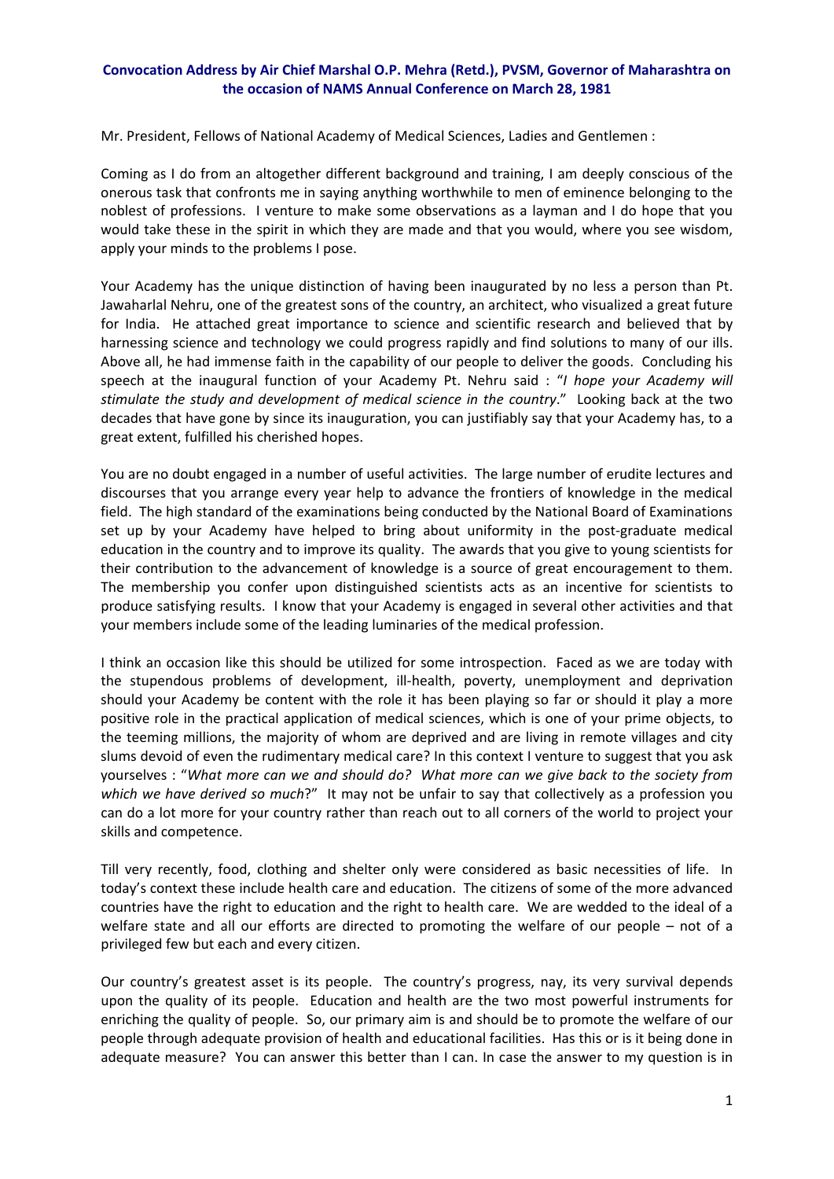**Convocation Address by Air Chief Marshal O.P. Mehra (Retd.), PVSM, Governor of Maharashtra on the occasion of NAMS Annual Conference on March 28, 1981**

Mr. President, Fellows of National Academy of Medical Sciences, Ladies and Gentlemen :

Coming as I do from an altogether different background and training, I am deeply conscious of the onerous task that confronts me in saying anything worthwhile to men of eminence belonging to the noblest of professions. I venture to make some observations as a layman and I do hope that you would take these in the spirit in which they are made and that you would, where you see wisdom, apply your minds to the problems I pose.

Your Academy has the unique distinction of having been inaugurated by no less a person than Pt. Jawaharlal Nehru, one of the greatest sons of the country, an architect, who visualized a great future for India. He attached great importance to science and scientific research and believed that by harnessing science and technology we could progress rapidly and find solutions to many of our ills. Above all, he had immense faith in the capability of our people to deliver the goods. Concluding his speech at the inaugural function of your Academy Pt. Nehru said : "*I hope your Academy will stimulate the study and development of medical science in the country*." Looking back at the two decades that have gone by since its inauguration, you can justifiably say that your Academy has, to a great extent, fulfilled his cherished hopes.

You are no doubt engaged in a number of useful activities. The large number of erudite lectures and discourses that you arrange every year help to advance the frontiers of knowledge in the medical field. The high standard of the examinations being conducted by the National Board of Examinations set up by your Academy have helped to bring about uniformity in the post-graduate medical education in the country and to improve its quality. The awards that you give to young scientists for their contribution to the advancement of knowledge is a source of great encouragement to them. The membership you confer upon distinguished scientists acts as an incentive for scientists to produce satisfying results. I know that your Academy is engaged in several other activities and that your members include some of the leading luminaries of the medical profession.

I think an occasion like this should be utilized for some introspection. Faced as we are today with the stupendous problems of development, ill-health, poverty, unemployment and deprivation should your Academy be content with the role it has been playing so far or should it play a more positive role in the practical application of medical sciences, which is one of your prime objects, to the teeming millions, the majority of whom are deprived and are living in remote villages and city slums devoid of even the rudimentary medical care? In this context I venture to suggest that you ask yourselves : "*What more can we and should do? What more can we give back to the society from which we have derived so much*?" It may not be unfair to say that collectively as a profession you can do a lot more for your country rather than reach out to all corners of the world to project your skills and competence.

Till very recently, food, clothing and shelter only were considered as basic necessities of life. In today's context these include health care and education. The citizens of some of the more advanced countries have the right to education and the right to health care. We are wedded to the ideal of a welfare state and all our efforts are directed to promoting the welfare of our people – not of a privileged few but each and every citizen.

Our country's greatest asset is its people. The country's progress, nay, its very survival depends upon the quality of its people. Education and health are the two most powerful instruments for enriching the quality of people. So, our primary aim is and should be to promote the welfare of our people through adequate provision of health and educational facilities. Has this or is it being done in adequate measure? You can answer this better than I can. In case the answer to my question is in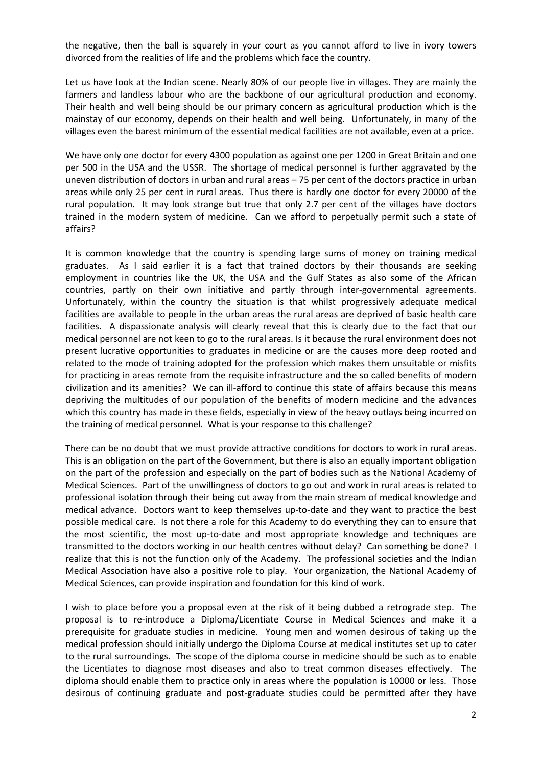the negative, then the ball is squarely in your court as you cannot afford to live in ivory towers divorced from the realities of life and the problems which face the country.

Let us have look at the Indian scene. Nearly 80% of our people live in villages. They are mainly the farmers and landless labour who are the backbone of our agricultural production and economy. Their health and well being should be our primary concern as agricultural production which is the mainstay of our economy, depends on their health and well being. Unfortunately, in many of the villages even the barest minimum of the essential medical facilities are not available, even at a price.

We have only one doctor for every 4300 population as against one per 1200 in Great Britain and one per 500 in the USA and the USSR. The shortage of medical personnel is further aggravated by the uneven distribution of doctors in urban and rural areas – 75 per cent of the doctors practice in urban areas while only 25 per cent in rural areas. Thus there is hardly one doctor for every 20000 of the rural population. It may look strange but true that only 2.7 per cent of the villages have doctors trained in the modern system of medicine. Can we afford to perpetually permit such a state of affairs?

It is common knowledge that the country is spending large sums of money on training medical graduates. As I said earlier it is a fact that trained doctors by their thousands are seeking employment in countries like the UK, the USA and the Gulf States as also some of the African countries, partly on their own initiative and partly through inter-governmental agreements. Unfortunately, within the country the situation is that whilst progressively adequate medical facilities are available to people in the urban areas the rural areas are deprived of basic health care facilities. A dispassionate analysis will clearly reveal that this is clearly due to the fact that our medical personnel are not keen to go to the rural areas. Is it because the rural environment does not present lucrative opportunities to graduates in medicine or are the causes more deep rooted and related to the mode of training adopted for the profession which makes them unsuitable or misfits for practicing in areas remote from the requisite infrastructure and the so called benefits of modern civilization and its amenities? We can ill-afford to continue this state of affairs because this means depriving the multitudes of our population of the benefits of modern medicine and the advances which this country has made in these fields, especially in view of the heavy outlays being incurred on the training of medical personnel. What is your response to this challenge?

There can be no doubt that we must provide attractive conditions for doctors to work in rural areas. This is an obligation on the part of the Government, but there is also an equally important obligation on the part of the profession and especially on the part of bodies such as the National Academy of Medical Sciences. Part of the unwillingness of doctors to go out and work in rural areas is related to professional isolation through their being cut away from the main stream of medical knowledge and medical advance. Doctors want to keep themselves up-to-date and they want to practice the best possible medical care. Is not there a role for this Academy to do everything they can to ensure that the most scientific, the most up-to-date and most appropriate knowledge and techniques are transmitted to the doctors working in our health centres without delay? Can something be done? I realize that this is not the function only of the Academy. The professional societies and the Indian Medical Association have also a positive role to play. Your organization, the National Academy of Medical Sciences, can provide inspiration and foundation for this kind of work.

I wish to place before you a proposal even at the risk of it being dubbed a retrograde step. The proposal is to re-introduce a Diploma/Licentiate Course in Medical Sciences and make it a prerequisite for graduate studies in medicine. Young men and women desirous of taking up the medical profession should initially undergo the Diploma Course at medical institutes set up to cater to the rural surroundings. The scope of the diploma course in medicine should be such as to enable the Licentiates to diagnose most diseases and also to treat common diseases effectively. The diploma should enable them to practice only in areas where the population is 10000 or less. Those desirous of continuing graduate and post-graduate studies could be permitted after they have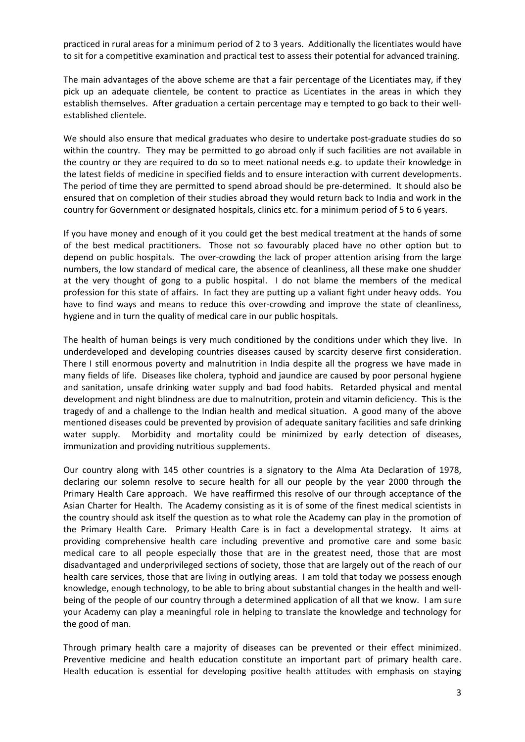practiced in rural areas for a minimum period of 2 to 3 years. Additionally the licentiates would have to sit for a competitive examination and practical test to assess their potential for advanced training.

The main advantages of the above scheme are that a fair percentage of the Licentiates may, if they pick up an adequate clientele, be content to practice as Licentiates in the areas in which they establish themselves. After graduation a certain percentage may e tempted to go back to their well-established clientele.

We should also ensure that medical graduates who desire to undertake post-graduate studies do so within the country. They may be permitted to go abroad only if such facilities are not available in the country or they are required to do so to meet national needs e.g. to update their knowledge in the latest fields of medicine in specified fields and to ensure interaction with current developments. The period of time they are permitted to spend abroad should be pre-determined. It should also be ensured that on completion of their studies abroad they would return back to India and work in the country for Government or designated hospitals, clinics etc. for a minimum period of 5 to 6 years.

If you have money and enough of it you could get the best medical treatment at the hands of some of the best medical practitioners. Those not so favourably placed have no other option but to depend on public hospitals. The over-crowding the lack of proper attention arising from the large numbers, the low standard of medical care, the absence of cleanliness, all these make one shudder at the very thought of gong to a public hospital. I do not blame the members of the medical profession for this state of affairs. In fact they are putting up a valiant fight under heavy odds. You have to find ways and means to reduce this over-crowding and improve the state of cleanliness, hygiene and in turn the quality of medical care in our public hospitals.

The health of human beings is very much conditioned by the conditions under which they live. In underdeveloped and developing countries diseases caused by scarcity deserve first consideration. There I still enormous poverty and malnutrition in India despite all the progress we have made in many fields of life. Diseases like cholera, typhoid and jaundice are caused by poor personal hygiene and sanitation, unsafe drinking water supply and bad food habits. Retarded physical and mental development and night blindness are due to malnutrition, protein and vitamin deficiency. This is the tragedy of and a challenge to the Indian health and medical situation. A good many of the above mentioned diseases could be prevented by provision of adequate sanitary facilities and safe drinking water supply. Morbidity and mortality could be minimized by early detection of diseases, immunization and providing nutritious supplements.

Our country along with 145 other countries is a signatory to the Alma Ata Declaration of 1978, declaring our solemn resolve to secure health for all our people by the year 2000 through the Primary Health Care approach. We have reaffirmed this resolve of our through acceptance of the Asian Charter for Health. The Academy consisting as it is of some of the finest medical scientists in the country should ask itself the question as to what role the Academy can play in the promotion of the Primary Health Care. Primary Health Care is in fact a developmental strategy. It aims at providing comprehensive health care including preventive and promotive care and some basic medical care to all people especially those that are in the greatest need, those that are most disadvantaged and underprivileged sections of society, those that are largely out of the reach of our health care services, those that are living in outlying areas. I am told that today we possess enough knowledge, enough technology, to be able to bring about substantial changes in the health and well-being of the people of our country through a determined application of all that we know. I am sure your Academy can play a meaningful role in helping to translate the knowledge and technology for the good of man.

Through primary health care a majority of diseases can be prevented or their effect minimized. Preventive medicine and health education constitute an important part of primary health care. Health education is essential for developing positive health attitudes with emphasis on staying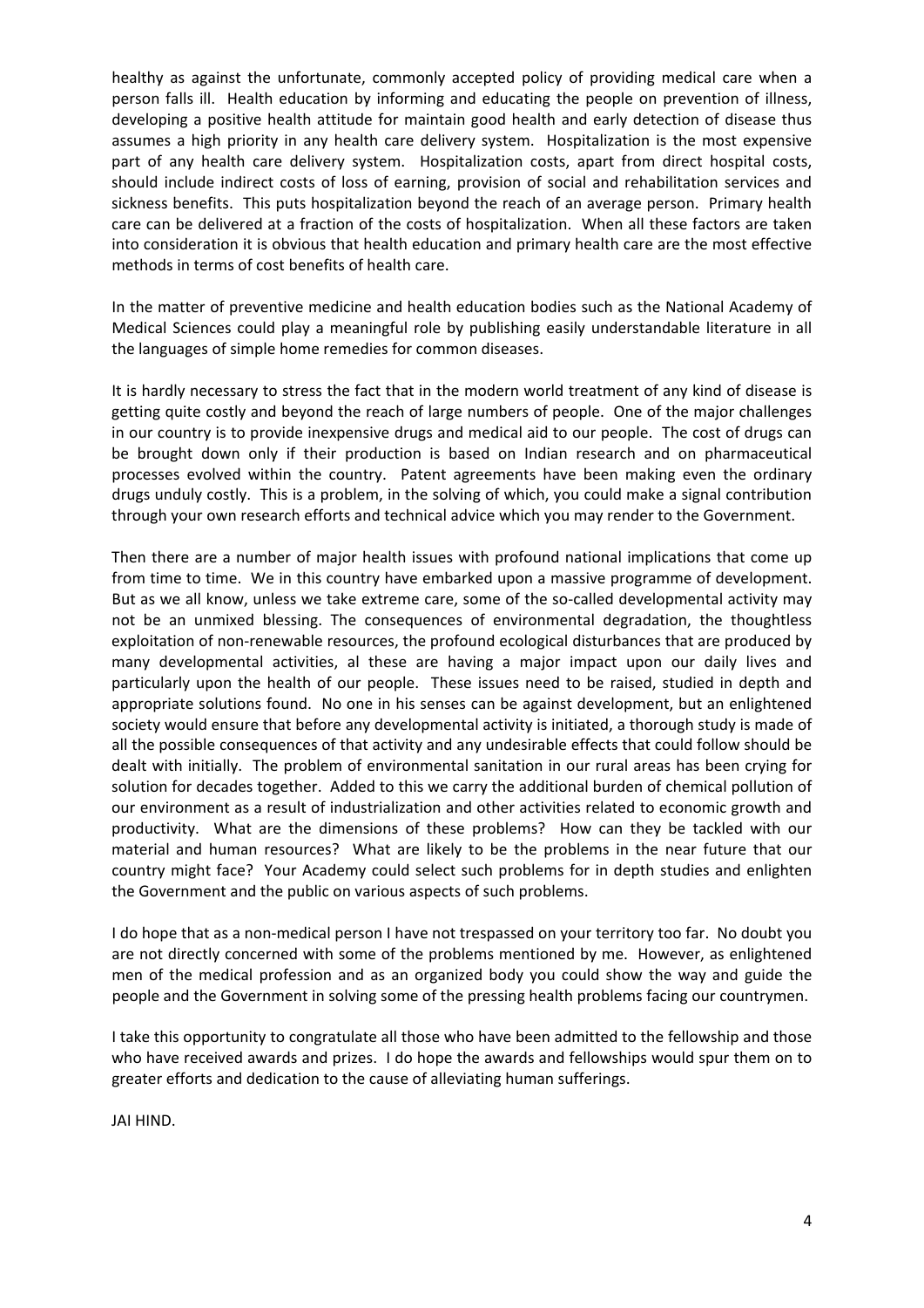healthy as against the unfortunate, commonly accepted policy of providing medical care when a person falls ill. Health education by informing and educating the people on prevention of illness, developing a positive health attitude for maintain good health and early detection of disease thus assumes a high priority in any health care delivery system. Hospitalization is the most expensive part of any health care delivery system. Hospitalization costs, apart from direct hospital costs, should include indirect costs of loss of earning, provision of social and rehabilitation services and sickness benefits. This puts hospitalization beyond the reach of an average person. Primary health care can be delivered at a fraction of the costs of hospitalization. When all these factors are taken into consideration it is obvious that health education and primary health care are the most effective methods in terms of cost benefits of health care.

In the matter of preventive medicine and health education bodies such as the National Academy of Medical Sciences could play a meaningful role by publishing easily understandable literature in all the languages of simple home remedies for common diseases.

It is hardly necessary to stress the fact that in the modern world treatment of any kind of disease is getting quite costly and beyond the reach of large numbers of people. One of the major challenges in our country is to provide inexpensive drugs and medical aid to our people. The cost of drugs can be brought down only if their production is based on Indian research and on pharmaceutical processes evolved within the country. Patent agreements have been making even the ordinary drugs unduly costly. This is a problem, in the solving of which, you could make a signal contribution through your own research efforts and technical advice which you may render to the Government.

Then there are a number of major health issues with profound national implications that come up from time to time. We in this country have embarked upon a massive programme of development. But as we all know, unless we take extreme care, some of the so-called developmental activity may not be an unmixed blessing. The consequences of environmental degradation, the thoughtless exploitation of non-renewable resources, the profound ecological disturbances that are produced by many developmental activities, al these are having a major impact upon our daily lives and particularly upon the health of our people. These issues need to be raised, studied in depth and appropriate solutions found. No one in his senses can be against development, but an enlightened society would ensure that before any developmental activity is initiated, a thorough study is made of all the possible consequences of that activity and any undesirable effects that could follow should be dealt with initially. The problem of environmental sanitation in our rural areas has been crying for solution for decades together. Added to this we carry the additional burden of chemical pollution of our environment as a result of industrialization and other activities related to economic growth and productivity. What are the dimensions of these problems? How can they be tackled with our material and human resources? What are likely to be the problems in the near future that our country might face? Your Academy could select such problems for in depth studies and enlighten the Government and the public on various aspects of such problems.

I do hope that as a non-medical person I have not trespassed on your territory too far. No doubt you are not directly concerned with some of the problems mentioned by me. However, as enlightened men of the medical profession and as an organized body you could show the way and guide the people and the Government in solving some of the pressing health problems facing our countrymen.

I take this opportunity to congratulate all those who have been admitted to the fellowship and those who have received awards and prizes. I do hope the awards and fellowships would spur them on to greater efforts and dedication to the cause of alleviating human sufferings.

JAI HIND.